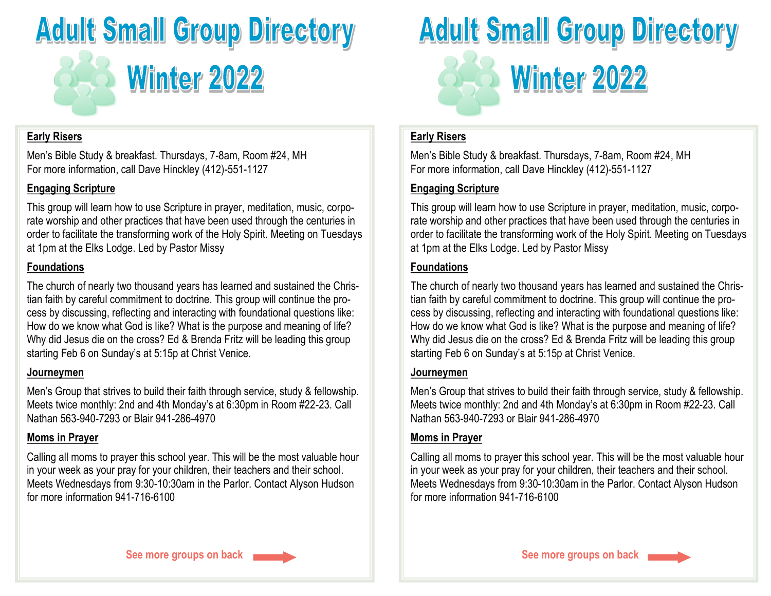# Adult Small Group Directory

# Winter 2022

**Early Risers**

Men's Bible Study & breakfast. Thursdays, 7-8am, Room #24, MH
For more information, call Dave Hinckley (412)-551-1127

**Engaging Scripture**

This group will learn how to use Scripture in prayer, meditation, music, corporate worship and other practices that have been used through the centuries in order to facilitate the transforming work of the Holy Spirit. Meeting on Tuesdays at 1pm at the Elks Lodge. Led by Pastor Missy

**Foundations**

The church of nearly two thousand years has learned and sustained the Christian faith by careful commitment to doctrine. This group will continue the process by discussing, reflecting and interacting with foundational questions like: How do we know what God is like? What is the purpose and meaning of life? Why did Jesus die on the cross? Ed & Brenda Fritz will be leading this group starting Feb 6 on Sunday's at 5:15p at Christ Venice.

**Journeymen**

Men's Group that strives to build their faith through service, study & fellowship. Meets twice monthly: 2nd and 4th Monday's at 6:30pm in Room #22-23. Call Nathan 563-940-7293 or Blair 941-286-4970

**Moms in Prayer**

Calling all moms to prayer this school year. This will be the most valuable hour in your week as your pray for your children, their teachers and their school. Meets Wednesdays from 9:30-10:30am in the Parlor. Contact Alyson Hudson for more information 941-716-6100

See more groups on back

# Adult Small Group Directory

# Winter 2022

**Early Risers**

Men's Bible Study & breakfast. Thursdays, 7-8am, Room #24, MH
For more information, call Dave Hinckley (412)-551-1127

**Engaging Scripture**

This group will learn how to use Scripture in prayer, meditation, music, corporate worship and other practices that have been used through the centuries in order to facilitate the transforming work of the Holy Spirit. Meeting on Tuesdays at 1pm at the Elks Lodge. Led by Pastor Missy

**Foundations**

The church of nearly two thousand years has learned and sustained the Christian faith by careful commitment to doctrine. This group will continue the process by discussing, reflecting and interacting with foundational questions like: How do we know what God is like? What is the purpose and meaning of life? Why did Jesus die on the cross? Ed & Brenda Fritz will be leading this group starting Feb 6 on Sunday's at 5:15p at Christ Venice.

**Journeymen**

Men's Group that strives to build their faith through service, study & fellowship. Meets twice monthly: 2nd and 4th Monday's at 6:30pm in Room #22-23. Call Nathan 563-940-7293 or Blair 941-286-4970

**Moms in Prayer**

Calling all moms to prayer this school year. This will be the most valuable hour in your week as your pray for your children, their teachers and their school. Meets Wednesdays from 9:30-10:30am in the Parlor. Contact Alyson Hudson for more information 941-716-6100

See more groups on back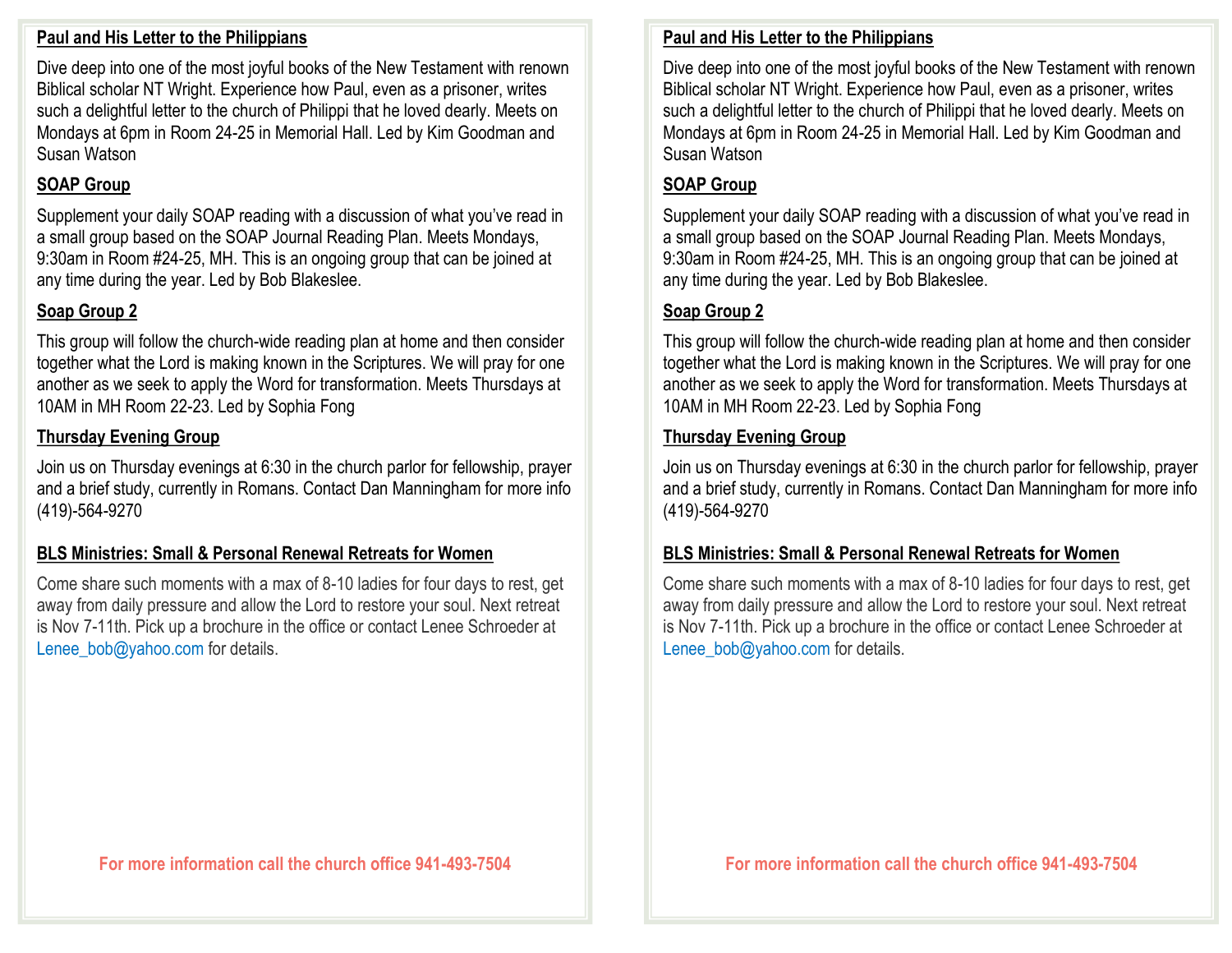**Paul and His Letter to the Philippians**

Dive deep into one of the most joyful books of the New Testament with renown Biblical scholar NT Wright. Experience how Paul, even as a prisoner, writes such a delightful letter to the church of Philippi that he loved dearly. Meets on Mondays at 6pm in Room 24-25 in Memorial Hall. Led by Kim Goodman and Susan Watson

**SOAP Group**

Supplement your daily SOAP reading with a discussion of what you've read in a small group based on the SOAP Journal Reading Plan. Meets Mondays, 9:30am in Room #24-25, MH. This is an ongoing group that can be joined at any time during the year. Led by Bob Blakeslee.

**Soap Group 2**

This group will follow the church-wide reading plan at home and then consider together what the Lord is making known in the Scriptures. We will pray for one another as we seek to apply the Word for transformation. Meets Thursdays at 10AM in MH Room 22-23. Led by Sophia Fong

**Thursday Evening Group**

Join us on Thursday evenings at 6:30 in the church parlor for fellowship, prayer and a brief study, currently in Romans. Contact Dan Manningham for more info (419)-564-9270

**BLS Ministries: Small & Personal Renewal Retreats for Women**

Come share such moments with a max of 8-10 ladies for four days to rest, get away from daily pressure and allow the Lord to restore your soul. Next retreat is Nov 7-11th. Pick up a brochure in the office or contact Lenee Schroeder at Lenee_bob@yahoo.com for details.

**For more information call the church office 941-493-7504**

**Paul and His Letter to the Philippians**

Dive deep into one of the most joyful books of the New Testament with renown Biblical scholar NT Wright. Experience how Paul, even as a prisoner, writes such a delightful letter to the church of Philippi that he loved dearly. Meets on Mondays at 6pm in Room 24-25 in Memorial Hall. Led by Kim Goodman and Susan Watson

**SOAP Group**

Supplement your daily SOAP reading with a discussion of what you've read in a small group based on the SOAP Journal Reading Plan. Meets Mondays, 9:30am in Room #24-25, MH. This is an ongoing group that can be joined at any time during the year. Led by Bob Blakeslee.

**Soap Group 2**

This group will follow the church-wide reading plan at home and then consider together what the Lord is making known in the Scriptures. We will pray for one another as we seek to apply the Word for transformation. Meets Thursdays at 10AM in MH Room 22-23. Led by Sophia Fong

**Thursday Evening Group**

Join us on Thursday evenings at 6:30 in the church parlor for fellowship, prayer and a brief study, currently in Romans. Contact Dan Manningham for more info (419)-564-9270

**BLS Ministries: Small & Personal Renewal Retreats for Women**

Come share such moments with a max of 8-10 ladies for four days to rest, get away from daily pressure and allow the Lord to restore your soul. Next retreat is Nov 7-11th. Pick up a brochure in the office or contact Lenee Schroeder at Lenee_bob@yahoo.com for details.

**For more information call the church office 941-493-7504**